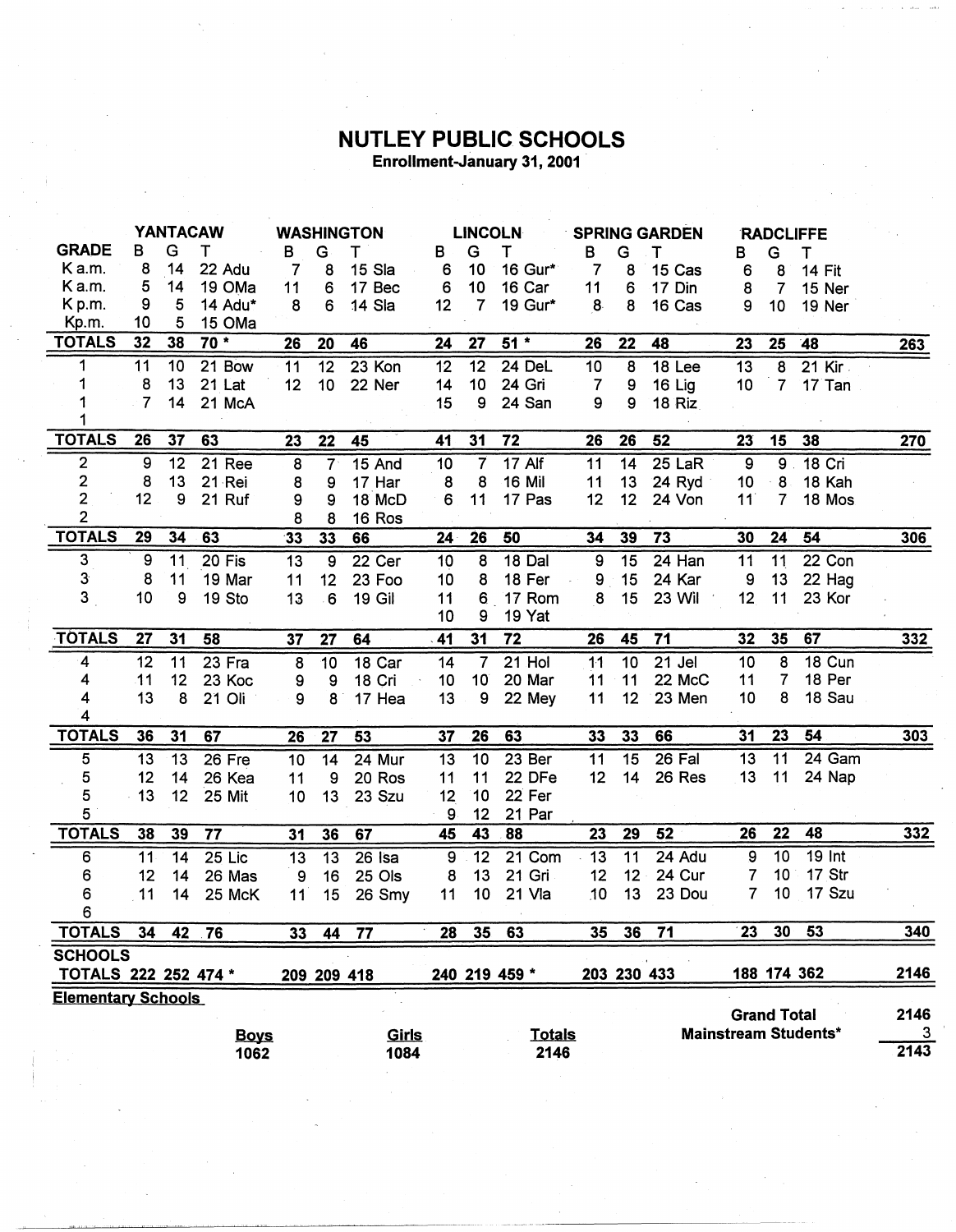# NUTLEY PUBLIC SCHOOLS

**Enrollment-January 31, 2001**

| GRADE | YANTACAW B | G | T | | WASHINGTON B | G | T | | LINCOLN B | G | T | | SPRING GARDEN B | G | T | | RADCLIFFE B | G | T | | |
|---|---|---|---|---|---|---|---|---|---|---|---|---|---|---|---|---|---|---|---|---|---|
| K a.m. | 8 | 14 | 22 | Adu | 7 | 8 | 15 | Sla | 6 | 10 | 16 | Gur* | 7 | 8 | 15 | Cas | 6 | 8 | 14 | Fit | |
| K a.m. | 5 | 14 | 19 | OMa | 11 | 6 | 17 | Bec | 6 | 10 | 16 | Car | 11 | 6 | 17 | Din | 8 | 7 | 15 | Ner | |
| K p.m. | 9 | 5 | 14 | Adu* | 8 | 6 | 14 | Sla | 12 | 7 | 19 | Gur* | 8 | 8 | 16 | Cas | 9 | 10 | 19 | Ner | |
| Kp.m. | 10 | 5 | 15 | OMa | | | | | | | | | | | | | | | | | |
| **TOTALS** | **32** | **38** | **70 *** | | **26** | **20** | **46** | | **24** | **27** | **51 *** | | **26** | **22** | **48** | | **23** | **25** | **48** | | **263** |
| 1 | 11 | 10 | 21 | Bow | 11 | 12 | 23 | Kon | 12 | 12 | 24 | DeL | 10 | 8 | 18 | Lee | 13 | 8 | 21 | Kir | |
| 1 | 8 | 13 | 21 | Lat | 12 | 10 | 22 | Ner | 14 | 10 | 24 | Gri | 7 | 9 | 16 | Lig | 10 | 7 | 17 | Tan | |
| 1 | 7 | 14 | 21 | McA | | | | | 15 | 9 | 24 | San | 9 | 9 | 18 | Riz | | | | | |
| 1 | | | | | | | | | | | | | | | | | | | | | |
| **TOTALS** | **26** | **37** | **63** | | **23** | **22** | **45** | | **41** | **31** | **72** | | **26** | **26** | **52** | | **23** | **15** | **38** | | **270** |
| 2 | 9 | 12 | 21 | Ree | 8 | 7 | 15 | And | 10 | 7 | 17 | Alf | 11 | 14 | 25 | LaR | 9 | 9 | 18 | Cri | |
| 2 | 8 | 13 | 21 | Rei | 8 | 9 | 17 | Har | 8 | 8 | 16 | Mil | 11 | 13 | 24 | Ryd | 10 | 8 | 18 | Kah | |
| 2 | 12 | 9 | 21 | Ruf | 9 | 9 | 18 | McD | 6 | 11 | 17 | Pas | 12 | 12 | 24 | Von | 11 | 7 | 18 | Mos | |
| 2 | | | | | 8 | 8 | 16 | Ros | | | | | | | | | | | | | |
| **TOTALS** | **29** | **34** | **63** | | **33** | **33** | **66** | | **24** | **26** | **50** | | **34** | **39** | **73** | | **30** | **24** | **54** | | **306** |
| 3 | 9 | 11 | 20 | Fis | 13 | 9 | 22 | Cer | 10 | 8 | 18 | Dal | 9 | 15 | 24 | Han | 11 | 11 | 22 | Con | |
| 3 | 8 | 11 | 19 | Mar | 11 | 12 | 23 | Foo | 10 | 8 | 18 | Fer | 9 | 15 | 24 | Kar | 9 | 13 | 22 | Hag | |
| 3 | 10 | 9 | 19 | Sto | 13 | 6 | 19 | Gil | 11 | 6 | 17 | Rom | 8 | 15 | 23 | Wil | 12 | 11 | 23 | Kor | |
| | | | | | | | | | 10 | 9 | 19 | Yat | | | | | | | | | |
| **TOTALS** | **27** | **31** | **58** | | **37** | **27** | **64** | | **41** | **31** | **72** | | **26** | **45** | **71** | | **32** | **35** | **67** | | **332** |
| 4 | 12 | 11 | 23 | Fra | 8 | 10 | 18 | Car | 14 | 7 | 21 | Hol | 11 | 10 | 21 | Jel | 10 | 8 | 18 | Cun | |
| 4 | 11 | 12 | 23 | Koc | 9 | 9 | 18 | Cri | 10 | 10 | 20 | Mar | 11 | 11 | 22 | McC | 11 | 7 | 18 | Per | |
| 4 | 13 | 8 | 21 | Oli | 9 | 8 | 17 | Hea | 13 | 9 | 22 | Mey | 11 | 12 | 23 | Men | 10 | 8 | 18 | Sau | |
| 4 | | | | | | | | | | | | | | | | | | | | | |
| **TOTALS** | **36** | **31** | **67** | | **26** | **27** | **53** | | **37** | **26** | **63** | | **33** | **33** | **66** | | **31** | **23** | **54** | | **303** |
| 5 | 13 | 13 | 26 | Fre | 10 | 14 | 24 | Mur | 13 | 10 | 23 | Ber | 11 | 15 | 26 | Fal | 13 | 11 | 24 | Gam | |
| 5 | 12 | 14 | 26 | Kea | 11 | 9 | 20 | Ros | 11 | 11 | 22 | DFe | 12 | 14 | 26 | Res | 13 | 11 | 24 | Nap | |
| 5 | 13 | 12 | 25 | Mit | 10 | 13 | 23 | Szu | 12 | 10 | 22 | Fer | | | | | | | | | |
| 5 | | | | | | | | | 9 | 12 | 21 | Par | | | | | | | | | |
| **TOTALS** | **38** | **39** | **77** | | **31** | **36** | **67** | | **45** | **43** | **88** | | **23** | **29** | **52** | | **26** | **22** | **48** | | **332** |
| 6 | 11 | 14 | 25 | Lic | 13 | 13 | 26 | Isa | 9 | 12 | 21 | Com | 13 | 11 | 24 | Adu | 9 | 10 | 19 | Int | |
| 6 | 12 | 14 | 26 | Mas | 9 | 16 | 25 | Ols | 8 | 13 | 21 | Gri | 12 | 12 | 24 | Cur | 7 | 10 | 17 | Str | |
| 6 | 11 | 14 | 25 | McK | 11 | 15 | 26 | Smy | 11 | 10 | 21 | Vla | 10 | 13 | 23 | Dou | 7 | 10 | 17 | Szu | |
| 6 | | | | | | | | | | | | | | | | | | | | | |
| **TOTALS** | **34** | **42** | **76** | | **33** | **44** | **77** | | **28** | **35** | **63** | | **35** | **36** | **71** | | **23** | **30** | **53** | | **340** |
| **SCHOOLS TOTALS** | **222** | **252** | **474 *** | | **209** | **209** | **418** | | **240** | **219** | **459 *** | | **203** | **230** | **433** | | **188** | **174** | **362** | | **2146** |

**Elementary Schools**

| Boys | Girls | Totals |
|---|---|---|
| 1062 | 1084 | 2146 |

| | |
|---|---|
| **Grand Total** | **2146** |
| **Mainstream Students*** | **3** |
| | **2143** |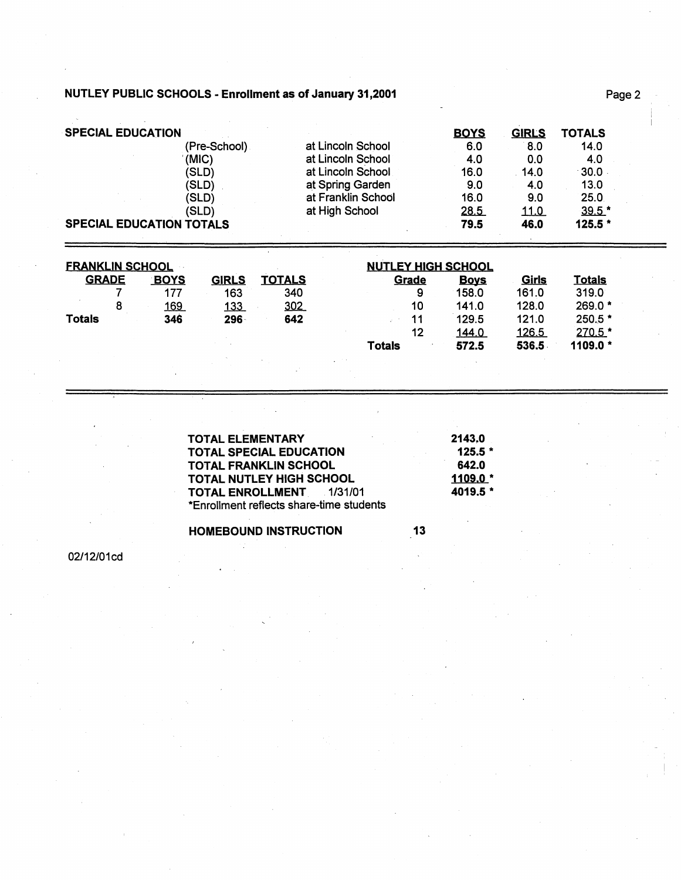## NUTLEY PUBLIC SCHOOLS - Enrollment as of January 31,2001

| SPECIAL EDUCATION | | BOYS | GIRLS | TOTALS |
|---|---|---|---|---|
| (Pre-School) | at Lincoln School | 6.0 | 8.0 | 14.0 |
| (MIC) | at Lincoln School | 4.0 | 0.0 | 4.0 |
| (SLD) | at Lincoln School | 16.0 | 14.0 | 30.0 |
| (SLD) | at Spring Garden | 9.0 | 4.0 | 13.0 |
| (SLD) | at Franklin School | 16.0 | 9.0 | 25.0 |
| (SLD) | at High School | 28.5 | 11.0 | 39.5 * |
| **SPECIAL EDUCATION TOTALS** | | **79.5** | **46.0** | **125.5 *** |

**FRANKLIN SCHOOL**

| GRADE | BOYS | GIRLS | TOTALS |
|---|---|---|---|
| 7 | 177 | 163 | 340 |
| 8 | 169 | 133 | 302 |
| **Totals** | **346** | **296** | **642** |

**NUTLEY HIGH SCHOOL**

| Grade | Boys | Girls | Totals |
|---|---|---|---|
| 9 | 158.0 | 161.0 | 319.0 |
| 10 | 141.0 | 128.0 | 269.0 * |
| 11 | 129.5 | 121.0 | 250.5 * |
| 12 | 144.0 | 126.5 | 270.5 * |
| **Totals** | **572.5** | **536.5** | **1109.0 *** |

| | |
|---|---|
| **TOTAL ELEMENTARY** | **2143.0** |
| **TOTAL SPECIAL EDUCATION** | **125.5 *** |
| **TOTAL FRANKLIN SCHOOL** | **642.0** |
| **TOTAL NUTLEY HIGH SCHOOL** | **1109.0 *** |
| **TOTAL ENROLLMENT** 1/31/01 | **4019.5 *** |

*Enrollment reflects share-time students

**HOMEBOUND INSTRUCTION** **13**

02/12/01cd